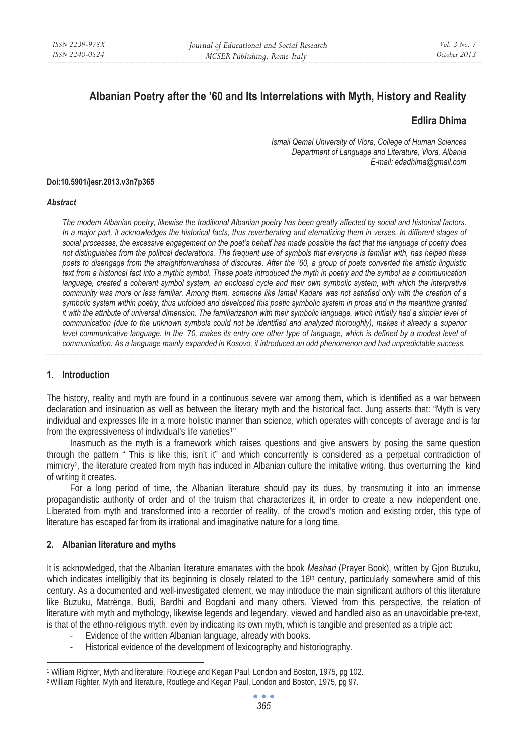# Albanian Poetry after the '60 and Its Interrelations with Myth, History and Reality

**Edlira Dhima**

*Ismail Qemal University of Vlora, College of Human Sciences*
*Department of Language and Literature, Vlora, Albania*
*E-mail: edadhima@gmail.com*

**Doi:10.5901/jesr.2013.v3n7p365**

***Abstract***

*The modern Albanian poetry, likewise the traditional Albanian poetry has been greatly affected by social and historical factors. In a major part, it acknowledges the historical facts, thus reverberating and eternalizing them in verses. In different stages of social processes, the excessive engagement on the poet's behalf has made possible the fact that the language of poetry does not distinguishes from the political declarations. The frequent use of symbols that everyone is familiar with, has helped these poets to disengage from the straightforwardness of discourse. After the '60, a group of poets converted the artistic linguistic text from a historical fact into a mythic symbol. These poets introduced the myth in poetry and the symbol as a communication language, created a coherent symbol system, an enclosed cycle and their own symbolic system, with which the interpretive community was more or less familiar. Among them, someone like Ismail Kadare was not satisfied only with the creation of a symbolic system within poetry, thus unfolded and developed this poetic symbolic system in prose and in the meantime granted it with the attribute of universal dimension. The familiarization with their symbolic language, which initially had a simpler level of communication (due to the unknown symbols could not be identified and analyzed thoroughly), makes it already a superior level communicative language. In the '70, makes its entry one other type of language, which is defined by a modest level of communication. As a language mainly expanded in Kosovo, it introduced an odd phenomenon and had unpredictable success.*

## 1. Introduction

The history, reality and myth are found in a continuous severe war among them, which is identified as a war between declaration and insinuation as well as between the literary myth and the historical fact. Jung asserts that: "Myth is very individual and expresses life in a more holistic manner than science, which operates with concepts of average and is far from the expressiveness of individual's life varieties[1]"

Inasmuch as the myth is a framework which raises questions and give answers by posing the same question through the pattern " This is like this, isn't it" and which concurrently is considered as a perpetual contradiction of mimicry[2], the literature created from myth has induced in Albanian culture the imitative writing, thus overturning the kind of writing it creates.

For a long period of time, the Albanian literature should pay its dues, by transmuting it into an immense propagandistic authority of order and of the truism that characterizes it, in order to create a new independent one. Liberated from myth and transformed into a recorder of reality, of the crowd's motion and existing order, this type of literature has escaped far from its irrational and imaginative nature for a long time.

## 2. Albanian literature and myths

It is acknowledged, that the Albanian literature emanates with the book *Meshari* (Prayer Book), written by Gjon Buzuku, which indicates intelligibly that its beginning is closely related to the 16th century, particularly somewhere amid of this century. As a documented and well-investigated element, we may introduce the main significant authors of this literature like Buzuku, Matrënga, Budi, Bardhi and Bogdani and many others. Viewed from this perspective, the relation of literature with myth and mythology, likewise legends and legendary, viewed and handled also as an unavoidable pre-text, is that of the ethno-religious myth, even by indicating its own myth, which is tangible and presented as a triple act:

- Evidence of the written Albanian language, already with books.
- Historical evidence of the development of lexicography and historiography.

---

[1] William Righter, Myth and literature, Routlege and Kegan Paul, London and Boston, 1975, pg 102.
[2] William Righter, Myth and literature, Routlege and Kegan Paul, London and Boston, 1975, pg 97.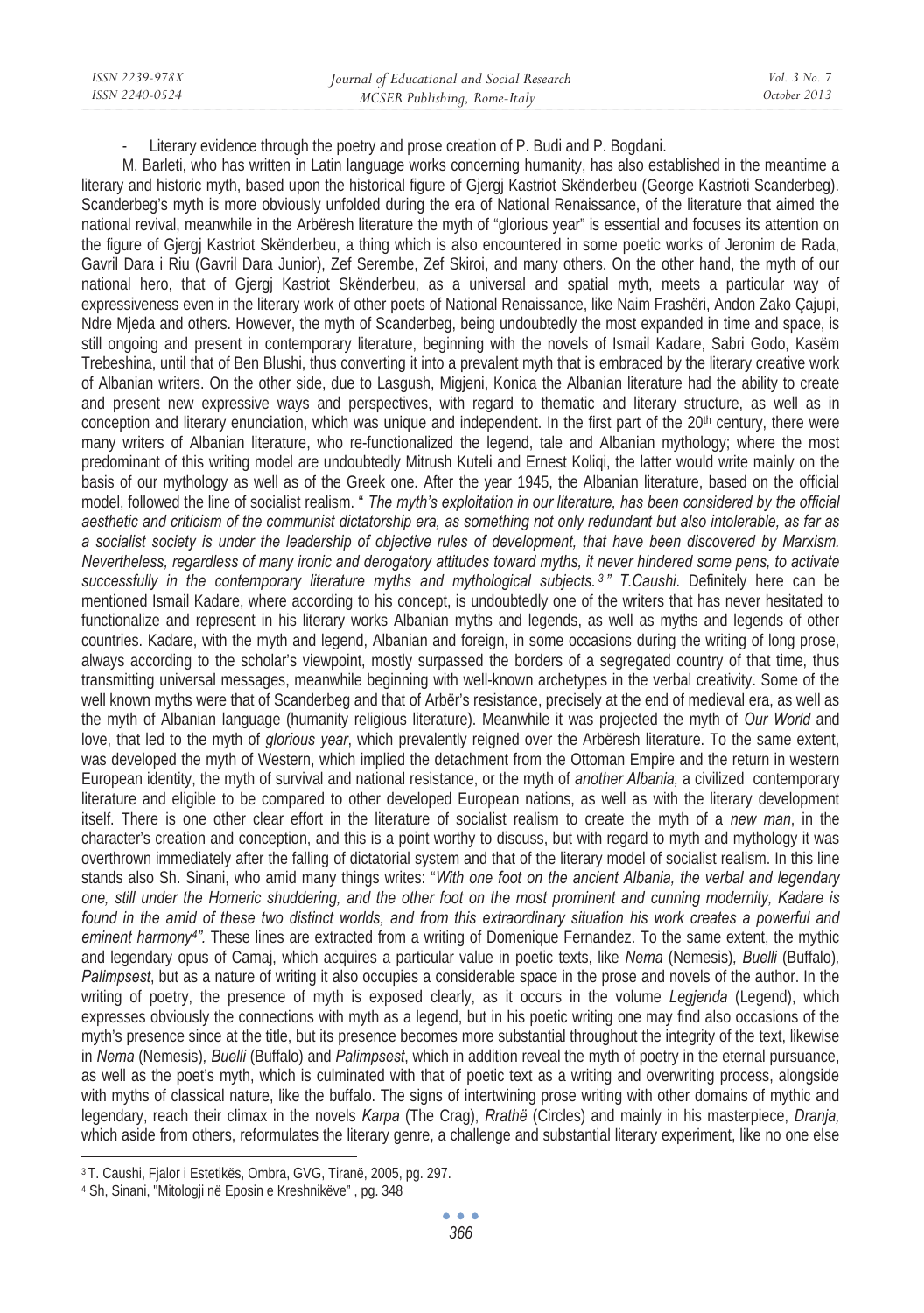- Literary evidence through the poetry and prose creation of P. Budi and P. Bogdani.

M. Barleti, who has written in Latin language works concerning humanity, has also established in the meantime a literary and historic myth, based upon the historical figure of Gjergj Kastriot Skënderbeu (George Kastrioti Scanderbeg). Scanderbeg's myth is more obviously unfolded during the era of National Renaissance, of the literature that aimed the national revival, meanwhile in the Arbëresh literature the myth of "glorious year" is essential and focuses its attention on the figure of Gjergj Kastriot Skënderbeu, a thing which is also encountered in some poetic works of Jeronim de Rada, Gavril Dara i Riu (Gavril Dara Junior), Zef Serembe, Zef Skiroi, and many others. On the other hand, the myth of our national hero, that of Gjergj Kastriot Skënderbeu, as a universal and spatial myth, meets a particular way of expressiveness even in the literary work of other poets of National Renaissance, like Naim Frashëri, Andon Zako Çajupi, Ndre Mjeda and others. However, the myth of Scanderbeg, being undoubtedly the most expanded in time and space, is still ongoing and present in contemporary literature, beginning with the novels of Ismail Kadare, Sabri Godo, Kasëm Trebeshina, until that of Ben Blushi, thus converting it into a prevalent myth that is embraced by the literary creative work of Albanian writers. On the other side, due to Lasgush, Migjeni, Konica the Albanian literature had the ability to create and present new expressive ways and perspectives, with regard to thematic and literary structure, as well as in conception and literary enunciation, which was unique and independent. In the first part of the 20th century, there were many writers of Albanian literature, who re-functionalized the legend, tale and Albanian mythology; where the most predominant of this writing model are undoubtedly Mitrush Kuteli and Ernest Koliqi, the latter would write mainly on the basis of our mythology as well as of the Greek one. After the year 1945, the Albanian literature, based on the official model, followed the line of socialist realism. " *The myth's exploitation in our literature, has been considered by the official aesthetic and criticism of the communist dictatorship era, as something not only redundant but also intolerable, as far as a socialist society is under the leadership of objective rules of development, that have been discovered by Marxism. Nevertheless, regardless of many ironic and derogatory attitudes toward myths, it never hindered some pens, to activate successfully in the contemporary literature myths and mythological subjects.*[3]*" T.Caushi*. Definitely here can be mentioned Ismail Kadare, where according to his concept, is undoubtedly one of the writers that has never hesitated to functionalize and represent in his literary works Albanian myths and legends, as well as myths and legends of other countries. Kadare, with the myth and legend, Albanian and foreign, in some occasions during the writing of long prose, always according to the scholar's viewpoint, mostly surpassed the borders of a segregated country of that time, thus transmitting universal messages, meanwhile beginning with well-known archetypes in the verbal creativity. Some of the well known myths were that of Scanderbeg and that of Arbër's resistance, precisely at the end of medieval era, as well as the myth of Albanian language (humanity religious literature). Meanwhile it was projected the myth of *Our World* and love, that led to the myth of *glorious year*, which prevalently reigned over the Arbëresh literature. To the same extent, was developed the myth of Western, which implied the detachment from the Ottoman Empire and the return in western European identity, the myth of survival and national resistance, or the myth of *another Albania,* a civilized contemporary literature and eligible to be compared to other developed European nations, as well as with the literary development itself. There is one other clear effort in the literature of socialist realism to create the myth of a *new man*, in the character's creation and conception, and this is a point worthy to discuss, but with regard to myth and mythology it was overthrown immediately after the falling of dictatorial system and that of the literary model of socialist realism. In this line stands also Sh. Sinani, who amid many things writes: "*With one foot on the ancient Albania, the verbal and legendary one, still under the Homeric shuddering, and the other foot on the most prominent and cunning modernity, Kadare is found in the amid of these two distinct worlds, and from this extraordinary situation his work creates a powerful and eminent harmony*[4]*"*. These lines are extracted from a writing of Domenique Fernandez. To the same extent, the mythic and legendary opus of Camaj, which acquires a particular value in poetic texts, like *Nema* (Nemesis)*, Buelli* (Buffalo)*, Palimpsest*, but as a nature of writing it also occupies a considerable space in the prose and novels of the author. In the writing of poetry, the presence of myth is exposed clearly, as it occurs in the volume *Legjenda* (Legend), which expresses obviously the connections with myth as a legend, but in his poetic writing one may find also occasions of the myth's presence since at the title, but its presence becomes more substantial throughout the integrity of the text, likewise in *Nema* (Nemesis)*, Buelli* (Buffalo) and *Palimpsest*, which in addition reveal the myth of poetry in the eternal pursuance, as well as the poet's myth, which is culminated with that of poetic text as a writing and overwriting process, alongside with myths of classical nature, like the buffalo. The signs of intertwining prose writing with other domains of mythic and legendary, reach their climax in the novels *Karpa* (The Crag), *Rrathë* (Circles) and mainly in his masterpiece, *Dranja,* which aside from others, reformulates the literary genre, a challenge and substantial literary experiment, like no one else

[3] T. Caushi, Fjalor i Estetikës, Ombra, GVG, Tiranë, 2005, pg. 297.

[4] Sh, Sinani, "Mitologji në Eposin e Kreshnikëve" , pg. 348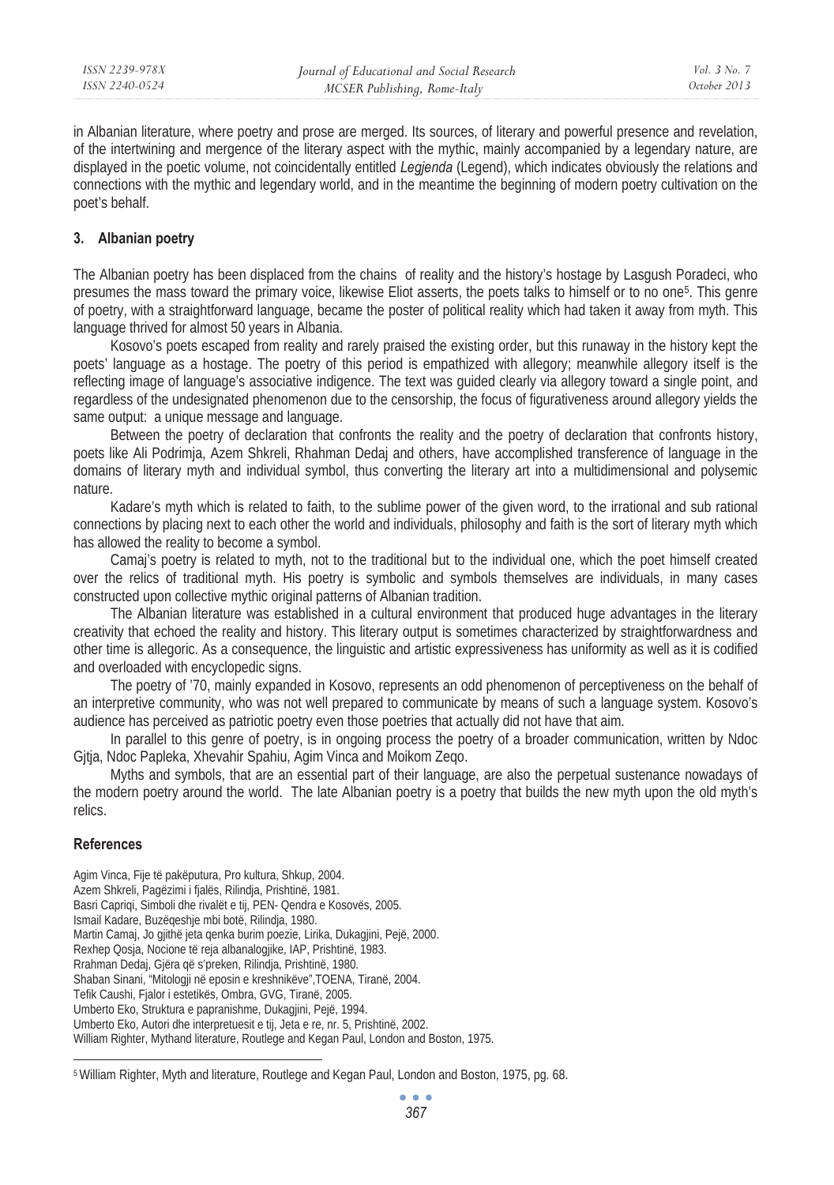in Albanian literature, where poetry and prose are merged. Its sources, of literary and powerful presence and revelation, of the intertwining and mergence of the literary aspect with the mythic, mainly accompanied by a legendary nature, are displayed in the poetic volume, not coincidentally entitled *Legjenda* (Legend), which indicates obviously the relations and connections with the mythic and legendary world, and in the meantime the beginning of modern poetry cultivation on the poet's behalf.

### 3. Albanian poetry

The Albanian poetry has been displaced from the chains of reality and the history's hostage by Lasgush Poradeci, who presumes the mass toward the primary voice, likewise Eliot asserts, the poets talks to himself or to no one[5]. This genre of poetry, with a straightforward language, became the poster of political reality which had taken it away from myth. This language thrived for almost 50 years in Albania.

Kosovo's poets escaped from reality and rarely praised the existing order, but this runaway in the history kept the poets' language as a hostage. The poetry of this period is empathized with allegory; meanwhile allegory itself is the reflecting image of language's associative indigence. The text was guided clearly via allegory toward a single point, and regardless of the undesignated phenomenon due to the censorship, the focus of figurativeness around allegory yields the same output: a unique message and language.

Between the poetry of declaration that confronts the reality and the poetry of declaration that confronts history, poets like Ali Podrimja, Azem Shkreli, Rhahman Dedaj and others, have accomplished transference of language in the domains of literary myth and individual symbol, thus converting the literary art into a multidimensional and polysemic nature.

Kadare's myth which is related to faith, to the sublime power of the given word, to the irrational and sub rational connections by placing next to each other the world and individuals, philosophy and faith is the sort of literary myth which has allowed the reality to become a symbol.

Camaj's poetry is related to myth, not to the traditional but to the individual one, which the poet himself created over the relics of traditional myth. His poetry is symbolic and symbols themselves are individuals, in many cases constructed upon collective mythic original patterns of Albanian tradition.

The Albanian literature was established in a cultural environment that produced huge advantages in the literary creativity that echoed the reality and history. This literary output is sometimes characterized by straightforwardness and other time is allegoric. As a consequence, the linguistic and artistic expressiveness has uniformity as well as it is codified and overloaded with encyclopedic signs.

The poetry of '70, mainly expanded in Kosovo, represents an odd phenomenon of perceptiveness on the behalf of an interpretive community, who was not well prepared to communicate by means of such a language system. Kosovo's audience has perceived as patriotic poetry even those poetries that actually did not have that aim.

In parallel to this genre of poetry, is in ongoing process the poetry of a broader communication, written by Ndoc Gjtja, Ndoc Papleka, Xhevahir Spahiu, Agim Vinca and Moikom Zeqo.

Myths and symbols, that are an essential part of their language, are also the perpetual sustenance nowadays of the modern poetry around the world. The late Albanian poetry is a poetry that builds the new myth upon the old myth's relics.

### References

Agim Vinca, Fije të pakëputura, Pro kultura, Shkup, 2004.
Azem Shkreli, Pagëzimi i fjalës, Rilindja, Prishtinë, 1981.
Basri Capriqi, Simboli dhe rivalët e tij, PEN- Qendra e Kosovës, 2005.
Ismail Kadare, Buzëqeshje mbi botë, Rilindja, 1980.
Martin Camaj, Jo gjithë jeta qenka burim poezie, Lirika, Dukagjini, Pejë, 2000.
Rexhep Qosja, Nocione të reja albanalogjike, IAP, Prishtinë, 1983.
Rrahman Dedaj, Gjëra që s'preken, Rilindja, Prishtinë, 1980.
Shaban Sinani, "Mitologji në eposin e kreshnikëve",TOENA, Tiranë, 2004.
Tefik Caushi, Fjalor i estetikës, Ombra, GVG, Tiranë, 2005.
Umberto Eko, Struktura e papranishme, Dukagjini, Pejë, 1994.
Umberto Eko, Autori dhe interpretuesit e tij, Jeta e re, nr. 5, Prishtinë, 2002.
William Righter, Mythand literature, Routlege and Kegan Paul, London and Boston, 1975.

[5] William Righter, Myth and literature, Routlege and Kegan Paul, London and Boston, 1975, pg. 68.